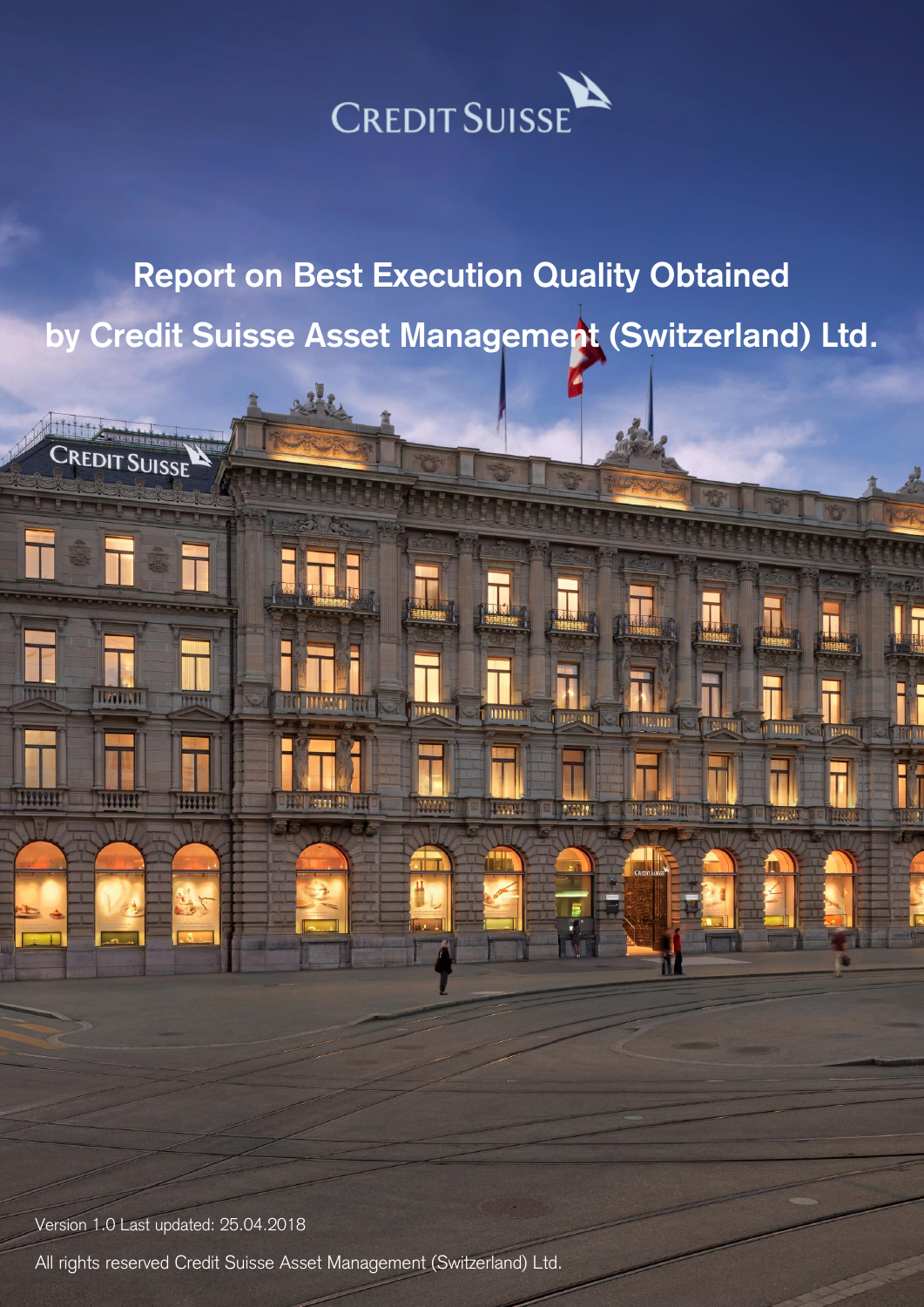CREDIT SUISSE

# Report on Best Execution Quality Obtained by Credit Suisse Asset Management (Switzerland) Ltd.

Version 1.0 Last updated: 25.04.2018

All rights reserved Credit Suisse Asset Management (Switzerland) Ltd.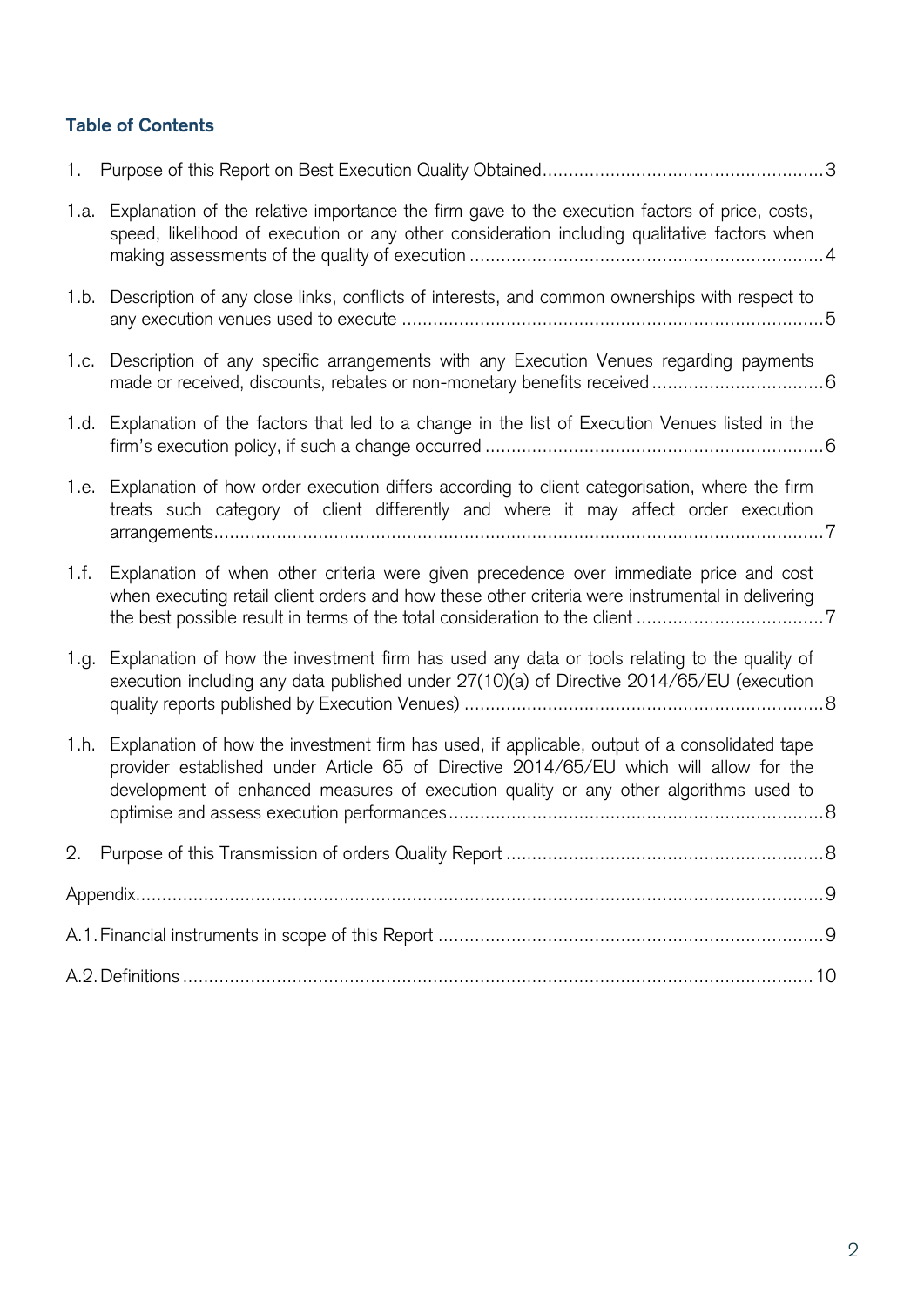## Table of Contents

1. Purpose of this Report on Best Execution Quality Obtained ..... 3

1.a. Explanation of the relative importance the firm gave to the execution factors of price, costs, speed, likelihood of execution or any other consideration including qualitative factors when making assessments of the quality of execution ..... 4

1.b. Description of any close links, conflicts of interests, and common ownerships with respect to any execution venues used to execute ..... 5

1.c. Description of any specific arrangements with any Execution Venues regarding payments made or received, discounts, rebates or non-monetary benefits received ..... 6

1.d. Explanation of the factors that led to a change in the list of Execution Venues listed in the firm's execution policy, if such a change occurred ..... 6

1.e. Explanation of how order execution differs according to client categorisation, where the firm treats such category of client differently and where it may affect order execution arrangements ..... 7

1.f. Explanation of when other criteria were given precedence over immediate price and cost when executing retail client orders and how these other criteria were instrumental in delivering the best possible result in terms of the total consideration to the client ..... 7

1.g. Explanation of how the investment firm has used any data or tools relating to the quality of execution including any data published under 27(10)(a) of Directive 2014/65/EU (execution quality reports published by Execution Venues) ..... 8

1.h. Explanation of how the investment firm has used, if applicable, output of a consolidated tape provider established under Article 65 of Directive 2014/65/EU which will allow for the development of enhanced measures of execution quality or any other algorithms used to optimise and assess execution performances ..... 8

2. Purpose of this Transmission of orders Quality Report ..... 8

Appendix ..... 9

A.1. Financial instruments in scope of this Report ..... 9

A.2. Definitions ..... 10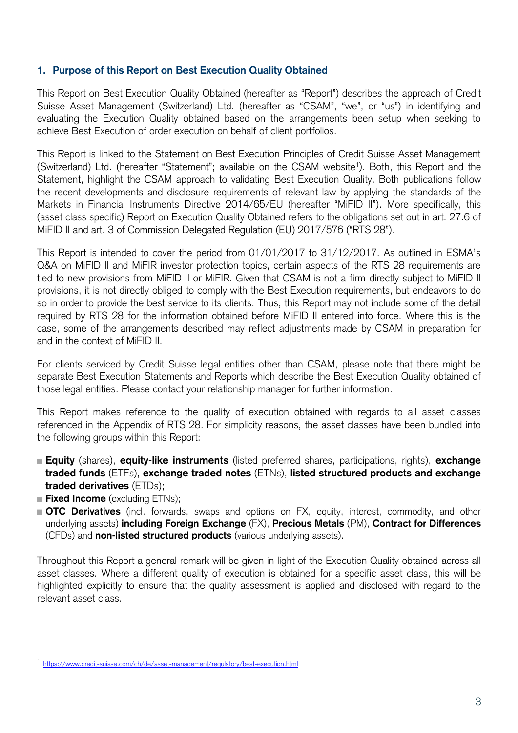## 1. Purpose of this Report on Best Execution Quality Obtained

This Report on Best Execution Quality Obtained (hereafter as "Report") describes the approach of Credit Suisse Asset Management (Switzerland) Ltd. (hereafter as "CSAM", "we", or "us") in identifying and evaluating the Execution Quality obtained based on the arrangements been setup when seeking to achieve Best Execution of order execution on behalf of client portfolios.

This Report is linked to the Statement on Best Execution Principles of Credit Suisse Asset Management (Switzerland) Ltd. (hereafter "Statement"; available on the CSAM website[1]). Both, this Report and the Statement, highlight the CSAM approach to validating Best Execution Quality. Both publications follow the recent developments and disclosure requirements of relevant law by applying the standards of the Markets in Financial Instruments Directive 2014/65/EU (hereafter "MiFID II"). More specifically, this (asset class specific) Report on Execution Quality Obtained refers to the obligations set out in art. 27.6 of MiFID II and art. 3 of Commission Delegated Regulation (EU) 2017/576 ("RTS 28").

This Report is intended to cover the period from 01/01/2017 to 31/12/2017. As outlined in ESMA's Q&A on MiFID II and MiFIR investor protection topics, certain aspects of the RTS 28 requirements are tied to new provisions from MiFID II or MiFIR. Given that CSAM is not a firm directly subject to MiFID II provisions, it is not directly obliged to comply with the Best Execution requirements, but endeavors to do so in order to provide the best service to its clients. Thus, this Report may not include some of the detail required by RTS 28 for the information obtained before MiFID II entered into force. Where this is the case, some of the arrangements described may reflect adjustments made by CSAM in preparation for and in the context of MiFID II.

For clients serviced by Credit Suisse legal entities other than CSAM, please note that there might be separate Best Execution Statements and Reports which describe the Best Execution Quality obtained of those legal entities. Please contact your relationship manager for further information.

This Report makes reference to the quality of execution obtained with regards to all asset classes referenced in the Appendix of RTS 28. For simplicity reasons, the asset classes have been bundled into the following groups within this Report:

- **Equity** (shares), **equity-like instruments** (listed preferred shares, participations, rights), **exchange traded funds** (ETFs), **exchange traded notes** (ETNs), **listed structured products and exchange traded derivatives** (ETDs);
- **Fixed Income** (excluding ETNs);
- **OTC Derivatives** (incl. forwards, swaps and options on FX, equity, interest, commodity, and other underlying assets) **including Foreign Exchange** (FX), **Precious Metals** (PM), **Contract for Differences** (CFDs) and **non-listed structured products** (various underlying assets).

Throughout this Report a general remark will be given in light of the Execution Quality obtained across all asset classes. Where a different quality of execution is obtained for a specific asset class, this will be highlighted explicitly to ensure that the quality assessment is applied and disclosed with regard to the relevant asset class.

[1] https://www.credit-suisse.com/ch/de/asset-management/regulatory/best-execution.html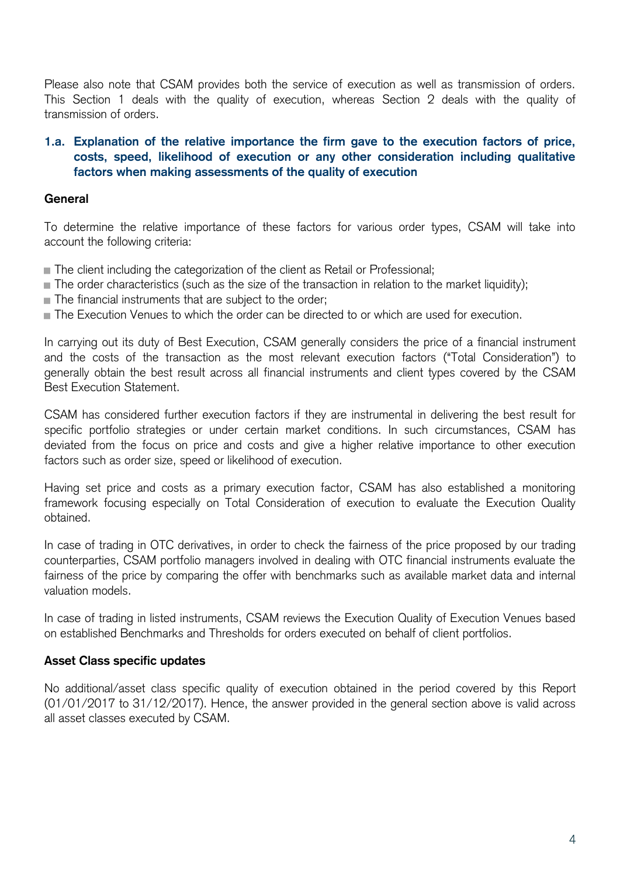Please also note that CSAM provides both the service of execution as well as transmission of orders. This Section 1 deals with the quality of execution, whereas Section 2 deals with the quality of transmission of orders.

### 1.a. Explanation of the relative importance the firm gave to the execution factors of price, costs, speed, likelihood of execution or any other consideration including qualitative factors when making assessments of the quality of execution

**General**

To determine the relative importance of these factors for various order types, CSAM will take into account the following criteria:

- The client including the categorization of the client as Retail or Professional;
- The order characteristics (such as the size of the transaction in relation to the market liquidity);
- The financial instruments that are subject to the order;
- The Execution Venues to which the order can be directed to or which are used for execution.

In carrying out its duty of Best Execution, CSAM generally considers the price of a financial instrument and the costs of the transaction as the most relevant execution factors ("Total Consideration") to generally obtain the best result across all financial instruments and client types covered by the CSAM Best Execution Statement.

CSAM has considered further execution factors if they are instrumental in delivering the best result for specific portfolio strategies or under certain market conditions. In such circumstances, CSAM has deviated from the focus on price and costs and give a higher relative importance to other execution factors such as order size, speed or likelihood of execution.

Having set price and costs as a primary execution factor, CSAM has also established a monitoring framework focusing especially on Total Consideration of execution to evaluate the Execution Quality obtained.

In case of trading in OTC derivatives, in order to check the fairness of the price proposed by our trading counterparties, CSAM portfolio managers involved in dealing with OTC financial instruments evaluate the fairness of the price by comparing the offer with benchmarks such as available market data and internal valuation models.

In case of trading in listed instruments, CSAM reviews the Execution Quality of Execution Venues based on established Benchmarks and Thresholds for orders executed on behalf of client portfolios.

**Asset Class specific updates**

No additional/asset class specific quality of execution obtained in the period covered by this Report (01/01/2017 to 31/12/2017). Hence, the answer provided in the general section above is valid across all asset classes executed by CSAM.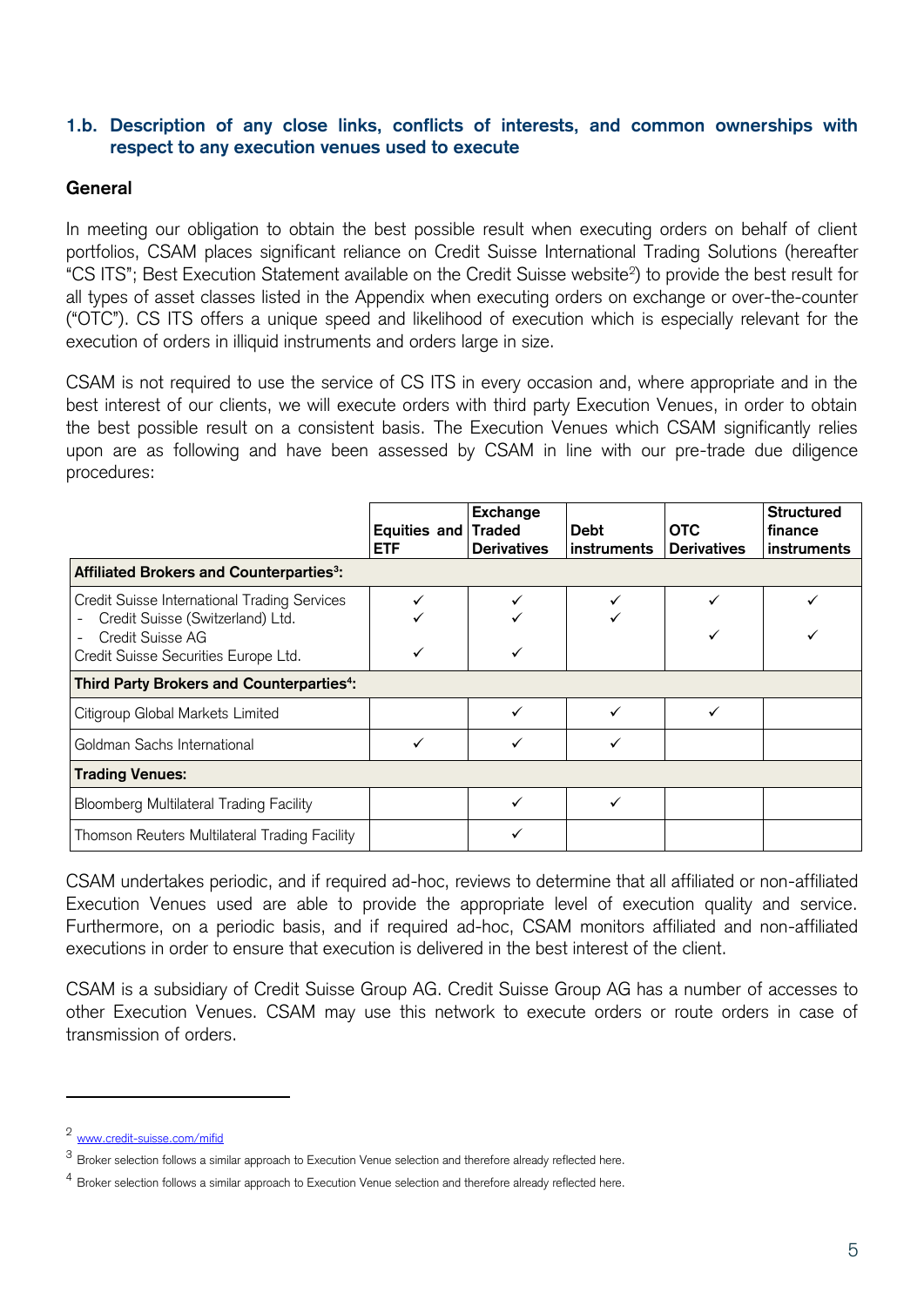### 1.b. Description of any close links, conflicts of interests, and common ownerships with respect to any execution venues used to execute

**General**

In meeting our obligation to obtain the best possible result when executing orders on behalf of client portfolios, CSAM places significant reliance on Credit Suisse International Trading Solutions (hereafter "CS ITS"; Best Execution Statement available on the Credit Suisse website[2]) to provide the best result for all types of asset classes listed in the Appendix when executing orders on exchange or over-the-counter ("OTC"). CS ITS offers a unique speed and likelihood of execution which is especially relevant for the execution of orders in illiquid instruments and orders large in size.

CSAM is not required to use the service of CS ITS in every occasion and, where appropriate and in the best interest of our clients, we will execute orders with third party Execution Venues, in order to obtain the best possible result on a consistent basis. The Execution Venues which CSAM significantly relies upon are as following and have been assessed by CSAM in line with our pre-trade due diligence procedures:

| | Equities and ETF | Exchange Traded Derivatives | Debt instruments | OTC Derivatives | Structured finance instruments |
|---|---|---|---|---|---|
| **Affiliated Brokers and Counterparties[3]:** | | | | | |
| Credit Suisse International Trading Services | ✓ | ✓ | ✓ | ✓ | ✓ |
| - Credit Suisse (Switzerland) Ltd. | ✓ | ✓ | ✓ | | |
| - Credit Suisse AG | | | | ✓ | ✓ |
| Credit Suisse Securities Europe Ltd. | ✓ | ✓ | | | |
| **Third Party Brokers and Counterparties[4]:** | | | | | |
| Citigroup Global Markets Limited | | ✓ | ✓ | ✓ | |
| Goldman Sachs International | ✓ | ✓ | ✓ | | |
| **Trading Venues:** | | | | | |
| Bloomberg Multilateral Trading Facility | | ✓ | ✓ | | |
| Thomson Reuters Multilateral Trading Facility | | ✓ | | | |

CSAM undertakes periodic, and if required ad-hoc, reviews to determine that all affiliated or non-affiliated Execution Venues used are able to provide the appropriate level of execution quality and service. Furthermore, on a periodic basis, and if required ad-hoc, CSAM monitors affiliated and non-affiliated executions in order to ensure that execution is delivered in the best interest of the client.

CSAM is a subsidiary of Credit Suisse Group AG. Credit Suisse Group AG has a number of accesses to other Execution Venues. CSAM may use this network to execute orders or route orders in case of transmission of orders.

---

[2] www.credit-suisse.com/mifid

[3] Broker selection follows a similar approach to Execution Venue selection and therefore already reflected here.

[4] Broker selection follows a similar approach to Execution Venue selection and therefore already reflected here.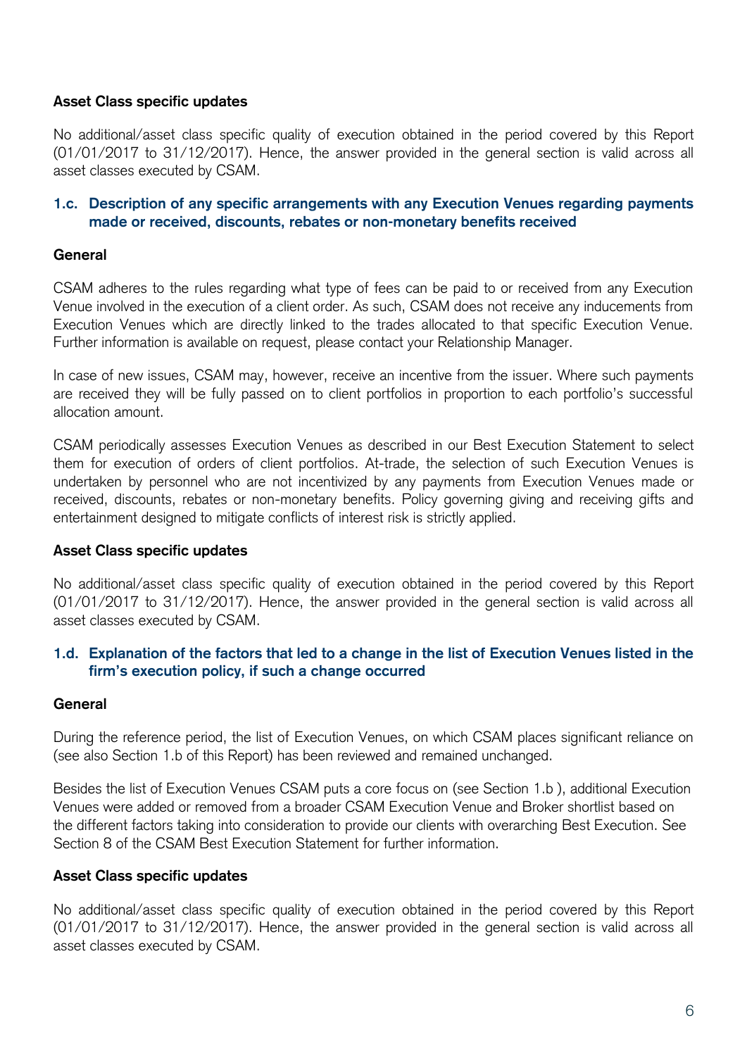**Asset Class specific updates**

No additional/asset class specific quality of execution obtained in the period covered by this Report (01/01/2017 to 31/12/2017). Hence, the answer provided in the general section is valid across all asset classes executed by CSAM.

### 1.c. Description of any specific arrangements with any Execution Venues regarding payments made or received, discounts, rebates or non-monetary benefits received

**General**

CSAM adheres to the rules regarding what type of fees can be paid to or received from any Execution Venue involved in the execution of a client order. As such, CSAM does not receive any inducements from Execution Venues which are directly linked to the trades allocated to that specific Execution Venue. Further information is available on request, please contact your Relationship Manager.

In case of new issues, CSAM may, however, receive an incentive from the issuer. Where such payments are received they will be fully passed on to client portfolios in proportion to each portfolio's successful allocation amount.

CSAM periodically assesses Execution Venues as described in our Best Execution Statement to select them for execution of orders of client portfolios. At-trade, the selection of such Execution Venues is undertaken by personnel who are not incentivized by any payments from Execution Venues made or received, discounts, rebates or non-monetary benefits. Policy governing giving and receiving gifts and entertainment designed to mitigate conflicts of interest risk is strictly applied.

**Asset Class specific updates**

No additional/asset class specific quality of execution obtained in the period covered by this Report (01/01/2017 to 31/12/2017). Hence, the answer provided in the general section is valid across all asset classes executed by CSAM.

### 1.d. Explanation of the factors that led to a change in the list of Execution Venues listed in the firm's execution policy, if such a change occurred

**General**

During the reference period, the list of Execution Venues, on which CSAM places significant reliance on (see also Section 1.b of this Report) has been reviewed and remained unchanged.

Besides the list of Execution Venues CSAM puts a core focus on (see Section 1.b ), additional Execution Venues were added or removed from a broader CSAM Execution Venue and Broker shortlist based on the different factors taking into consideration to provide our clients with overarching Best Execution. See Section 8 of the CSAM Best Execution Statement for further information.

**Asset Class specific updates**

No additional/asset class specific quality of execution obtained in the period covered by this Report (01/01/2017 to 31/12/2017). Hence, the answer provided in the general section is valid across all asset classes executed by CSAM.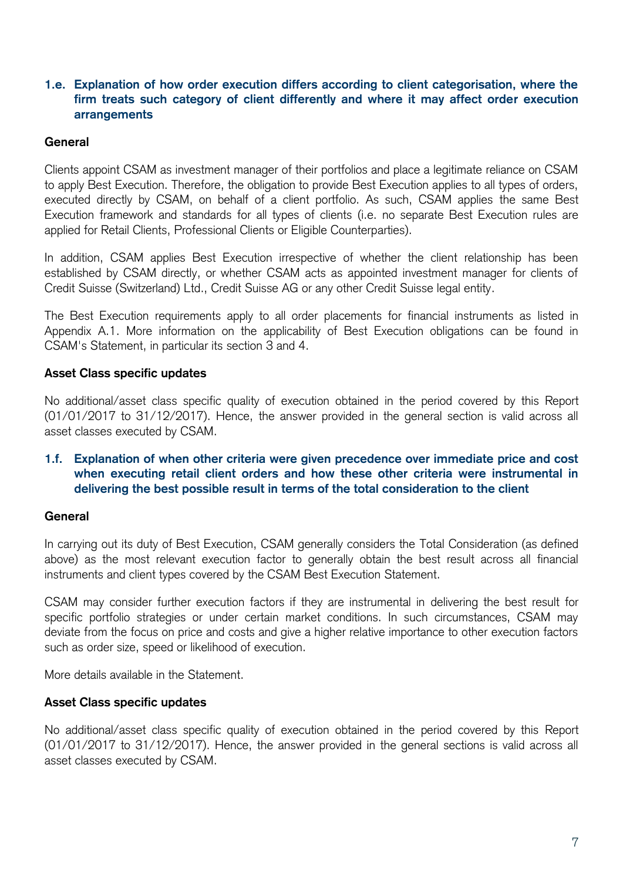### 1.e. Explanation of how order execution differs according to client categorisation, where the firm treats such category of client differently and where it may affect order execution arrangements

**General**

Clients appoint CSAM as investment manager of their portfolios and place a legitimate reliance on CSAM to apply Best Execution. Therefore, the obligation to provide Best Execution applies to all types of orders, executed directly by CSAM, on behalf of a client portfolio. As such, CSAM applies the same Best Execution framework and standards for all types of clients (i.e. no separate Best Execution rules are applied for Retail Clients, Professional Clients or Eligible Counterparties).

In addition, CSAM applies Best Execution irrespective of whether the client relationship has been established by CSAM directly, or whether CSAM acts as appointed investment manager for clients of Credit Suisse (Switzerland) Ltd., Credit Suisse AG or any other Credit Suisse legal entity.

The Best Execution requirements apply to all order placements for financial instruments as listed in Appendix A.1. More information on the applicability of Best Execution obligations can be found in CSAM's Statement, in particular its section 3 and 4.

**Asset Class specific updates**

No additional/asset class specific quality of execution obtained in the period covered by this Report (01/01/2017 to 31/12/2017). Hence, the answer provided in the general section is valid across all asset classes executed by CSAM.

### 1.f. Explanation of when other criteria were given precedence over immediate price and cost when executing retail client orders and how these other criteria were instrumental in delivering the best possible result in terms of the total consideration to the client

**General**

In carrying out its duty of Best Execution, CSAM generally considers the Total Consideration (as defined above) as the most relevant execution factor to generally obtain the best result across all financial instruments and client types covered by the CSAM Best Execution Statement.

CSAM may consider further execution factors if they are instrumental in delivering the best result for specific portfolio strategies or under certain market conditions. In such circumstances, CSAM may deviate from the focus on price and costs and give a higher relative importance to other execution factors such as order size, speed or likelihood of execution.

More details available in the Statement.

**Asset Class specific updates**

No additional/asset class specific quality of execution obtained in the period covered by this Report (01/01/2017 to 31/12/2017). Hence, the answer provided in the general sections is valid across all asset classes executed by CSAM.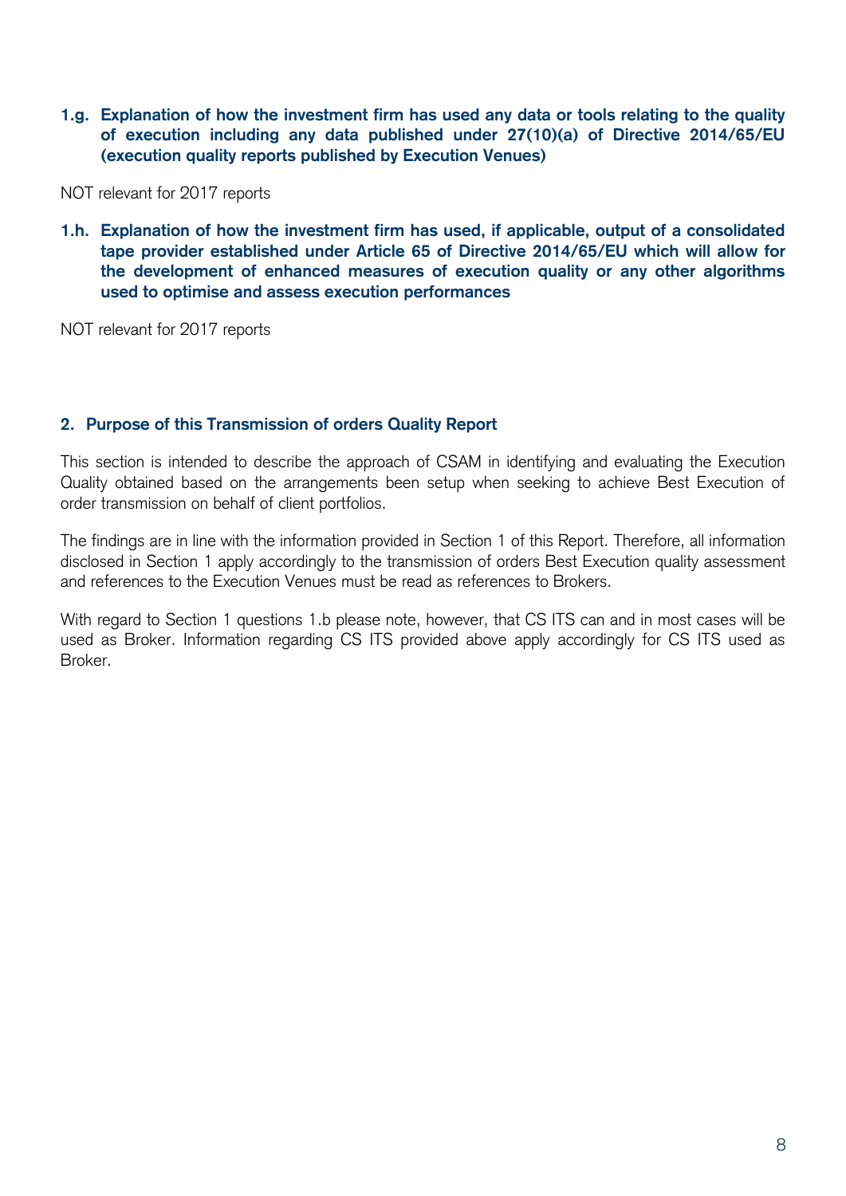### 1.g. Explanation of how the investment firm has used any data or tools relating to the quality of execution including any data published under 27(10)(a) of Directive 2014/65/EU (execution quality reports published by Execution Venues)

NOT relevant for 2017 reports

### 1.h. Explanation of how the investment firm has used, if applicable, output of a consolidated tape provider established under Article 65 of Directive 2014/65/EU which will allow for the development of enhanced measures of execution quality or any other algorithms used to optimise and assess execution performances

NOT relevant for 2017 reports

## 2. Purpose of this Transmission of orders Quality Report

This section is intended to describe the approach of CSAM in identifying and evaluating the Execution Quality obtained based on the arrangements been setup when seeking to achieve Best Execution of order transmission on behalf of client portfolios.

The findings are in line with the information provided in Section 1 of this Report. Therefore, all information disclosed in Section 1 apply accordingly to the transmission of orders Best Execution quality assessment and references to the Execution Venues must be read as references to Brokers.

With regard to Section 1 questions 1.b please note, however, that CS ITS can and in most cases will be used as Broker. Information regarding CS ITS provided above apply accordingly for CS ITS used as Broker.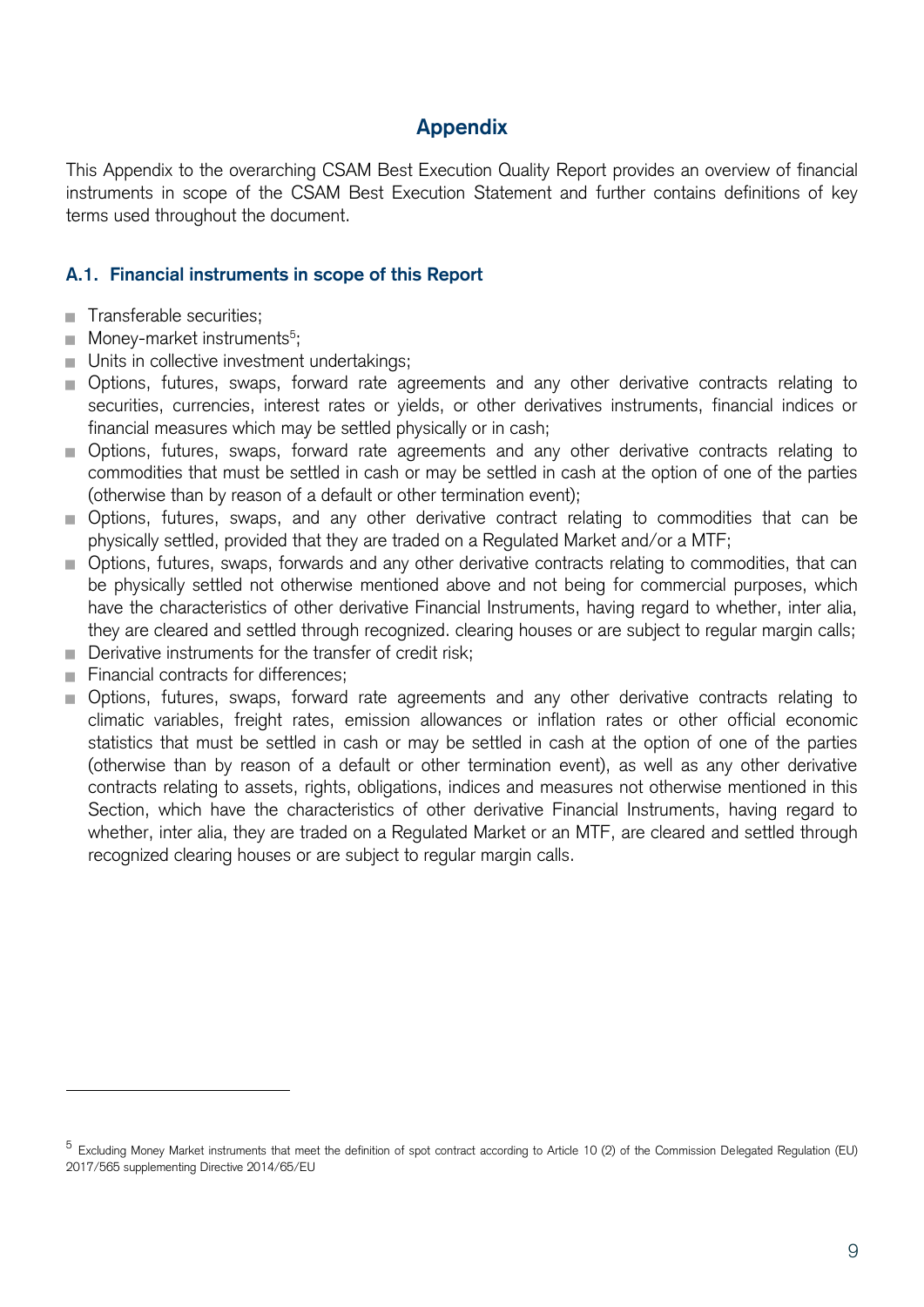## Appendix

This Appendix to the overarching CSAM Best Execution Quality Report provides an overview of financial instruments in scope of the CSAM Best Execution Statement and further contains definitions of key terms used throughout the document.

### A.1. Financial instruments in scope of this Report

- Transferable securities;
- Money-market instruments[5];
- Units in collective investment undertakings;
- Options, futures, swaps, forward rate agreements and any other derivative contracts relating to securities, currencies, interest rates or yields, or other derivatives instruments, financial indices or financial measures which may be settled physically or in cash;
- Options, futures, swaps, forward rate agreements and any other derivative contracts relating to commodities that must be settled in cash or may be settled in cash at the option of one of the parties (otherwise than by reason of a default or other termination event);
- Options, futures, swaps, and any other derivative contract relating to commodities that can be physically settled, provided that they are traded on a Regulated Market and/or a MTF;
- Options, futures, swaps, forwards and any other derivative contracts relating to commodities, that can be physically settled not otherwise mentioned above and not being for commercial purposes, which have the characteristics of other derivative Financial Instruments, having regard to whether, inter alia, they are cleared and settled through recognized. clearing houses or are subject to regular margin calls;
- Derivative instruments for the transfer of credit risk;
- Financial contracts for differences;
- Options, futures, swaps, forward rate agreements and any other derivative contracts relating to climatic variables, freight rates, emission allowances or inflation rates or other official economic statistics that must be settled in cash or may be settled in cash at the option of one of the parties (otherwise than by reason of a default or other termination event), as well as any other derivative contracts relating to assets, rights, obligations, indices and measures not otherwise mentioned in this Section, which have the characteristics of other derivative Financial Instruments, having regard to whether, inter alia, they are traded on a Regulated Market or an MTF, are cleared and settled through recognized clearing houses or are subject to regular margin calls.

[5] Excluding Money Market instruments that meet the definition of spot contract according to Article 10 (2) of the Commission Delegated Regulation (EU) 2017/565 supplementing Directive 2014/65/EU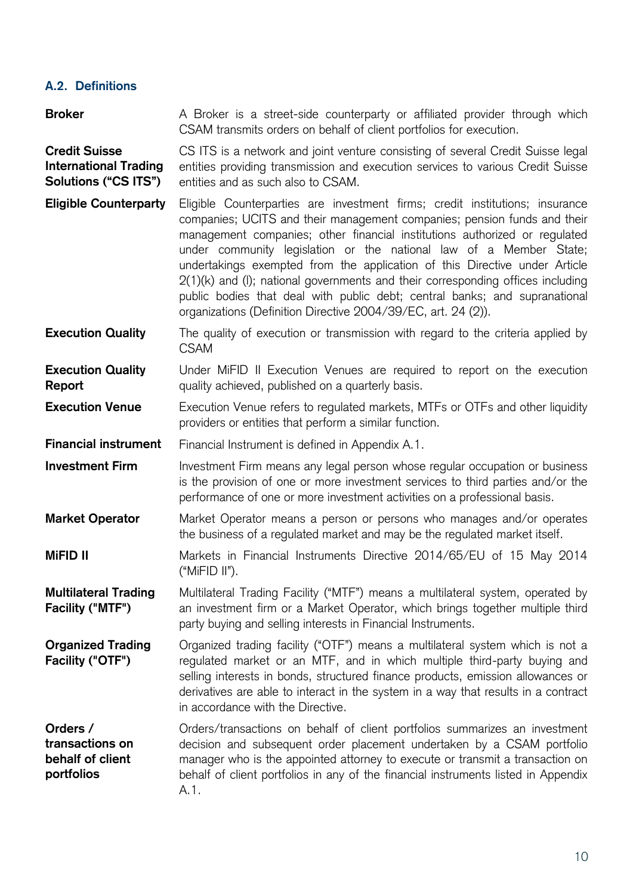### A.2. Definitions

**Broker**

A Broker is a street-side counterparty or affiliated provider through which CSAM transmits orders on behalf of client portfolios for execution.

**Credit Suisse International Trading Solutions ("CS ITS")**

CS ITS is a network and joint venture consisting of several Credit Suisse legal entities providing transmission and execution services to various Credit Suisse entities and as such also to CSAM.

**Eligible Counterparty**

Eligible Counterparties are investment firms; credit institutions; insurance companies; UCITS and their management companies; pension funds and their management companies; other financial institutions authorized or regulated under community legislation or the national law of a Member State; undertakings exempted from the application of this Directive under Article 2(1)(k) and (l); national governments and their corresponding offices including public bodies that deal with public debt; central banks; and supranational organizations (Definition Directive 2004/39/EC, art. 24 (2)).

**Execution Quality**

The quality of execution or transmission with regard to the criteria applied by CSAM

**Execution Quality Report**

Under MiFID II Execution Venues are required to report on the execution quality achieved, published on a quarterly basis.

**Execution Venue**

Execution Venue refers to regulated markets, MTFs or OTFs and other liquidity providers or entities that perform a similar function.

**Financial instrument**

Financial Instrument is defined in Appendix A.1.

**Investment Firm**

Investment Firm means any legal person whose regular occupation or business is the provision of one or more investment services to third parties and/or the performance of one or more investment activities on a professional basis.

**Market Operator**

Market Operator means a person or persons who manages and/or operates the business of a regulated market and may be the regulated market itself.

**MiFID II**

Markets in Financial Instruments Directive 2014/65/EU of 15 May 2014 ("MiFID II").

**Multilateral Trading Facility ("MTF")**

Multilateral Trading Facility ("MTF") means a multilateral system, operated by an investment firm or a Market Operator, which brings together multiple third party buying and selling interests in Financial Instruments.

**Organized Trading Facility ("OTF")**

Organized trading facility ("OTF") means a multilateral system which is not a regulated market or an MTF, and in which multiple third-party buying and selling interests in bonds, structured finance products, emission allowances or derivatives are able to interact in the system in a way that results in a contract in accordance with the Directive.

**Orders / transactions on behalf of client portfolios**

Orders/transactions on behalf of client portfolios summarizes an investment decision and subsequent order placement undertaken by a CSAM portfolio manager who is the appointed attorney to execute or transmit a transaction on behalf of client portfolios in any of the financial instruments listed in Appendix A.1.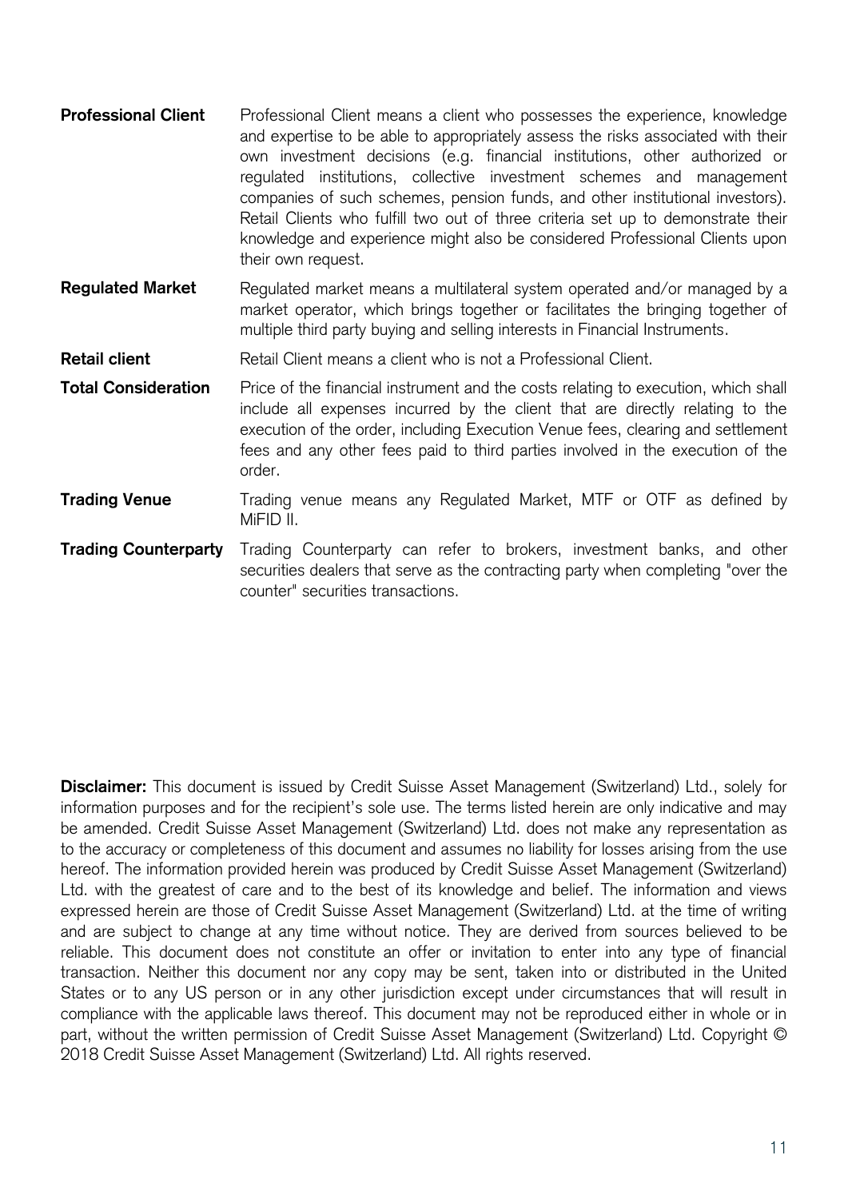| | |
|---|---|
| **Professional Client** | Professional Client means a client who possesses the experience, knowledge and expertise to be able to appropriately assess the risks associated with their own investment decisions (e.g. financial institutions, other authorized or regulated institutions, collective investment schemes and management companies of such schemes, pension funds, and other institutional investors). Retail Clients who fulfill two out of three criteria set up to demonstrate their knowledge and experience might also be considered Professional Clients upon their own request. |
| **Regulated Market** | Regulated market means a multilateral system operated and/or managed by a market operator, which brings together or facilitates the bringing together of multiple third party buying and selling interests in Financial Instruments. |
| **Retail client** | Retail Client means a client who is not a Professional Client. |
| **Total Consideration** | Price of the financial instrument and the costs relating to execution, which shall include all expenses incurred by the client that are directly relating to the execution of the order, including Execution Venue fees, clearing and settlement fees and any other fees paid to third parties involved in the execution of the order. |
| **Trading Venue** | Trading venue means any Regulated Market, MTF or OTF as defined by MiFID II. |
| **Trading Counterparty** | Trading Counterparty can refer to brokers, investment banks, and other securities dealers that serve as the contracting party when completing "over the counter" securities transactions. |

**Disclaimer:** This document is issued by Credit Suisse Asset Management (Switzerland) Ltd., solely for information purposes and for the recipient's sole use. The terms listed herein are only indicative and may be amended. Credit Suisse Asset Management (Switzerland) Ltd. does not make any representation as to the accuracy or completeness of this document and assumes no liability for losses arising from the use hereof. The information provided herein was produced by Credit Suisse Asset Management (Switzerland) Ltd. with the greatest of care and to the best of its knowledge and belief. The information and views expressed herein are those of Credit Suisse Asset Management (Switzerland) Ltd. at the time of writing and are subject to change at any time without notice. They are derived from sources believed to be reliable. This document does not constitute an offer or invitation to enter into any type of financial transaction. Neither this document nor any copy may be sent, taken into or distributed in the United States or to any US person or in any other jurisdiction except under circumstances that will result in compliance with the applicable laws thereof. This document may not be reproduced either in whole or in part, without the written permission of Credit Suisse Asset Management (Switzerland) Ltd. Copyright © 2018 Credit Suisse Asset Management (Switzerland) Ltd. All rights reserved.